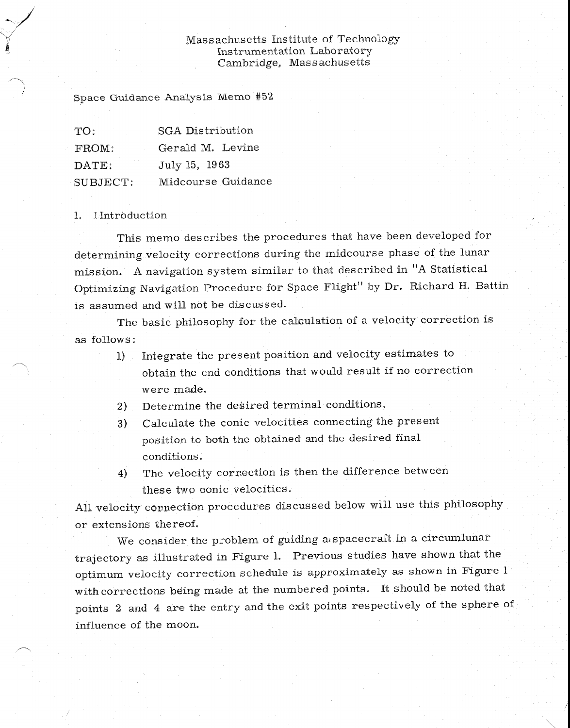Massachusetts Institute of Technology
Instrumentation Laboratory
Cambridge, Massachusetts

Space Guidance Analysis Memo #52

| | |
|---|---|
| TO: | SGA Distribution |
| FROM: | Gerald M. Levine |
| DATE: | July 15, 1963 |
| SUBJECT: | Midcourse Guidance |

## 1. Introduction

This memo describes the procedures that have been developed for determining velocity corrections during the midcourse phase of the lunar mission. A navigation system similar to that described in "A Statistical Optimizing Navigation Procedure for Space Flight" by Dr. Richard H. Battin is assumed and will not be discussed.

The basic philosophy for the calculation of a velocity correction is as follows:

1) Integrate the present position and velocity estimates to obtain the end conditions that would result if no correction were made.
2) Determine the desired terminal conditions.
3) Calculate the conic velocities connecting the present position to both the obtained and the desired final conditions.
4) The velocity correction is then the difference between these two conic velocities.

All velocity correction procedures discussed below will use this philosophy or extensions thereof.

We consider the problem of guiding a spacecraft in a circumlunar trajectory as illustrated in Figure 1. Previous studies have shown that the optimum velocity correction schedule is approximately as shown in Figure 1 with corrections being made at the numbered points. It should be noted that points 2 and 4 are the entry and the exit points respectively of the sphere of influence of the moon.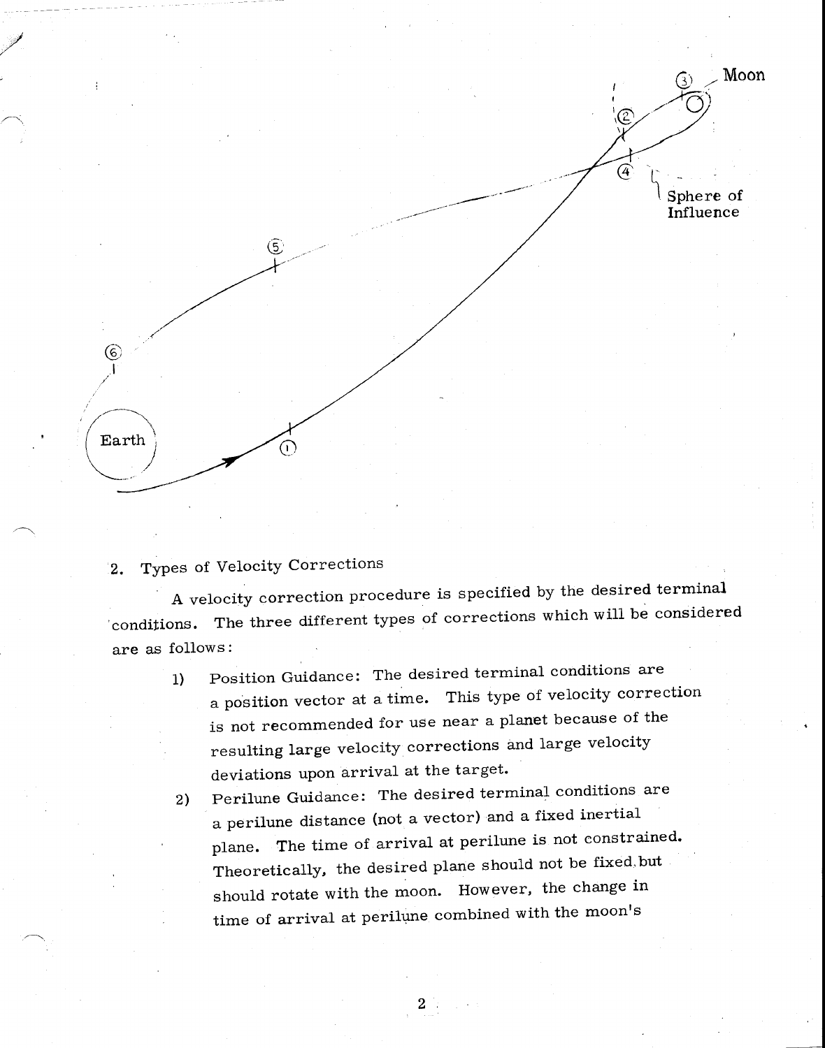## 2. Types of Velocity Corrections

A velocity correction procedure is specified by the desired terminal conditions. The three different types of corrections which will be considered are as follows:

1) Position Guidance: The desired terminal conditions are a position vector at a time. This type of velocity correction is not recommended for use near a planet because of the resulting large velocity corrections and large velocity deviations upon arrival at the target.

2) Perilune Guidance: The desired terminal conditions are a perilune distance (not a vector) and a fixed inertial plane. The time of arrival at perilune is not constrained. Theoretically, the desired plane should not be fixed but should rotate with the moon. However, the change in time of arrival at perilune combined with the moon's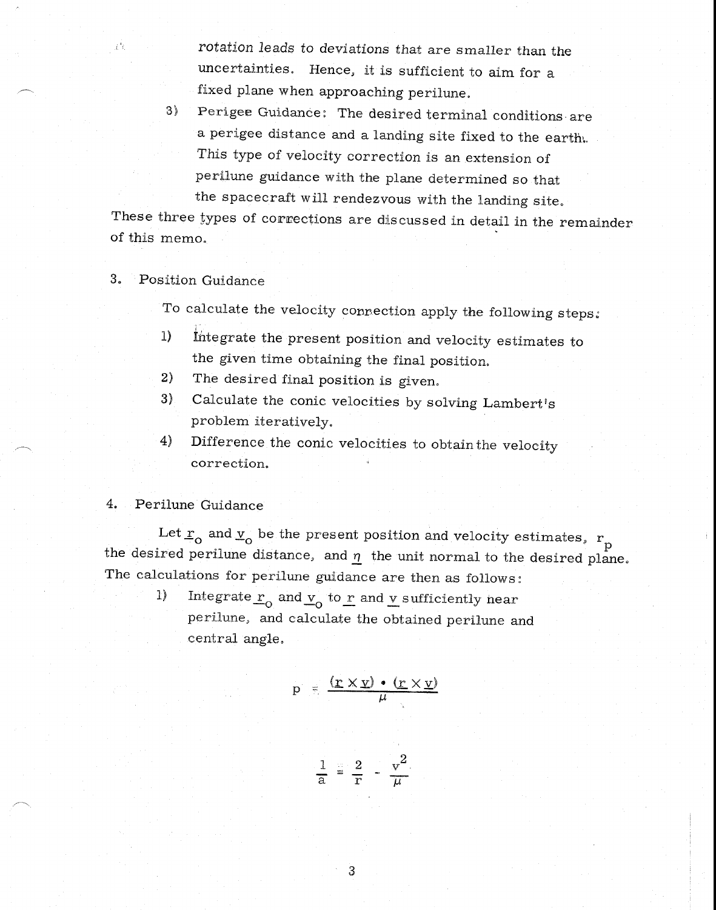*rotation leads to deviations that are smaller than the uncertainties.* Hence, it is sufficient to aim for a fixed plane when approaching perilune.

3) Perigee Guidance: The desired terminal conditions are a perigee distance and a landing site fixed to the earth. This type of velocity correction is an extension of perilune guidance with the plane determined so that the spacecraft will rendezvous with the landing site.

These three types of corrections are discussed in detail in the remainder of this memo.

## 3. Position Guidance

To calculate the velocity correction apply the following steps:

1) Integrate the present position and velocity estimates to the given time obtaining the final position.
2) The desired final position is given.
3) Calculate the conic velocities by solving Lambert's problem iteratively.
4) Difference the conic velocities to obtain the velocity correction.

## 4. Perilune Guidance

Let $\underline{r}_o$ and $\underline{v}_o$ be the present position and velocity estimates, $r_p$ the desired perilune distance, and $\underline{\eta}$ the unit normal to the desired plane. The calculations for perilune guidance are then as follows:

1) Integrate $\underline{r}_o$ and $\underline{v}_o$ to $\underline{r}$ and $\underline{v}$ sufficiently near perilune, and calculate the obtained perilune and central angle.

$$p = \frac{(\underline{r} \times \underline{v}) \cdot (\underline{r} \times \underline{v})}{\mu}$$

$$\frac{1}{a} = \frac{2}{r} - \frac{v^2}{\mu}$$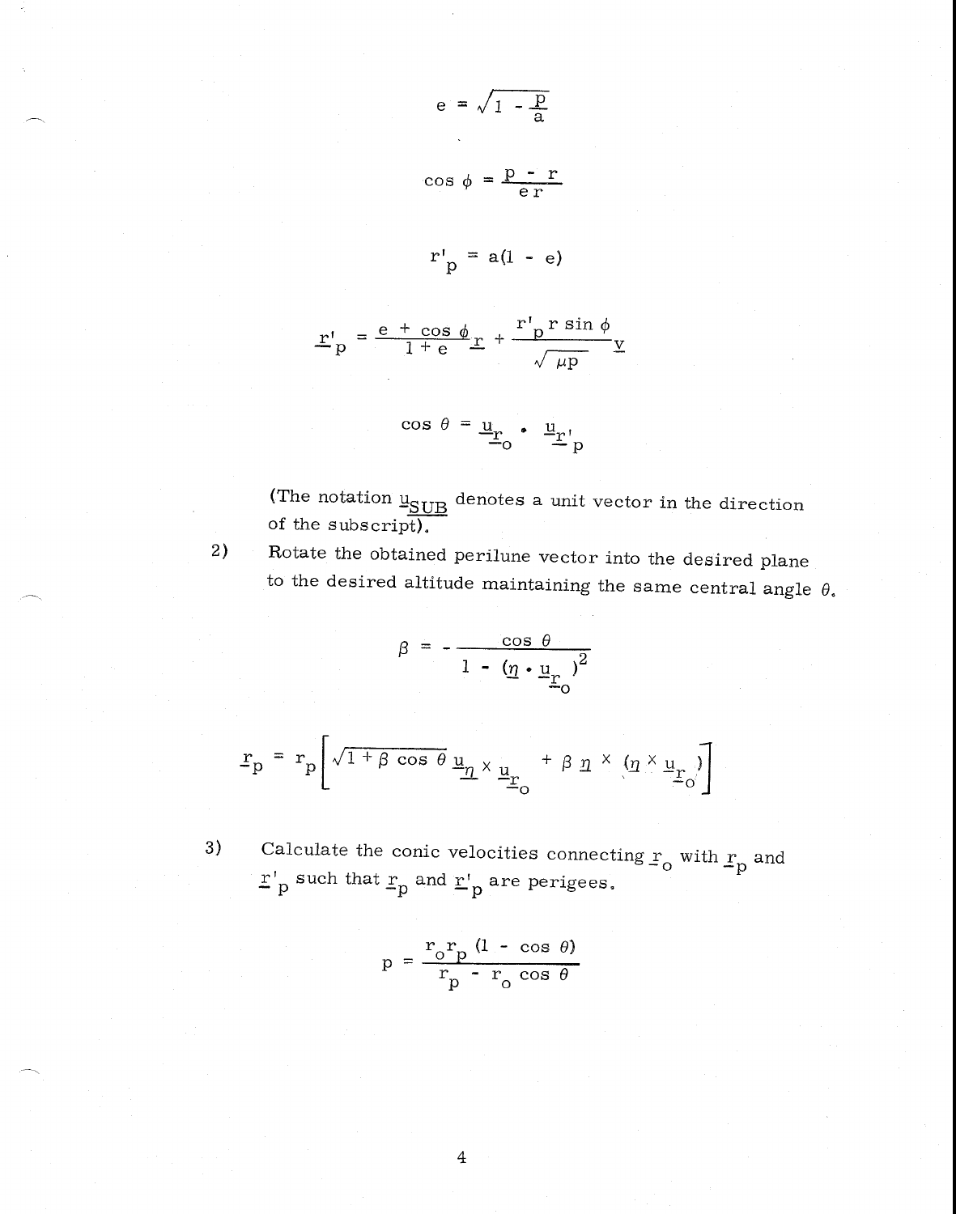$$e = \sqrt{1 - \frac{p}{a}}$$

$$\cos \phi = \frac{p - r}{e r}$$

$$r'_p = a(1 - e)$$

$$\underline{r}'_p = \frac{e + \cos \phi}{1 + e} \underline{r} + \frac{r'_p \, r \sin \phi}{\sqrt{\mu p}} \underline{v}$$

$$\cos \theta = \underline{u}_{\underline{r}_o} \cdot \underline{u}_{\underline{r}'_p}$$

(The notation $\underline{u}_{\underline{SUB}}$ denotes a unit vector in the direction of the subscript).

2) Rotate the obtained perilune vector into the desired plane to the desired altitude maintaining the same central angle $\theta$.

$$\beta = - \frac{\cos \theta}{1 - (\underline{\eta} \cdot \underline{u}_{\underline{r}_o})^2}$$

$$\underline{r}_p = r_p \left[ \sqrt{1 + \beta \cos \theta} \, \underline{u}_{\underline{\eta}} \times \underline{u}_{\underline{r}_o} + \beta \, \underline{\eta} \times (\underline{\eta} \times \underline{u}_{\underline{r}_o}) \right]$$

3) Calculate the conic velocities connecting $\underline{r}_o$ with $\underline{r}_p$ and $\underline{r}'_p$ such that $\underline{r}_p$ and $\underline{r}'_p$ are perigees.

$$p = \frac{r_o r_p (1 - \cos \theta)}{r_p - r_o \cos \theta}$$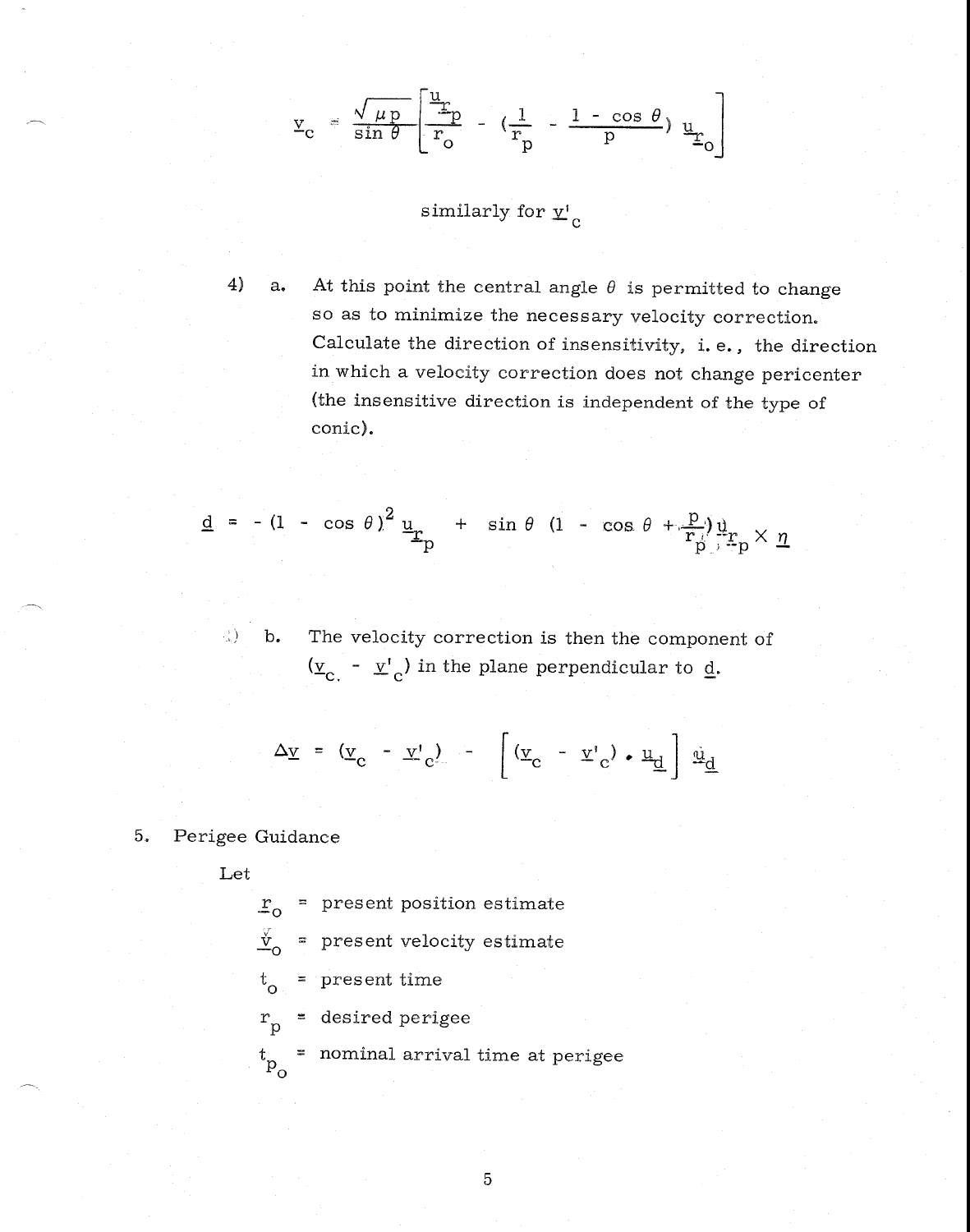$$\underline{v}_c = \frac{\sqrt{\mu p}}{\sin \theta} \left[ \frac{\underline{u}_{r_p}}{r_o} - \left( \frac{1}{r_p} - \frac{1 - \cos \theta}{p} \right) \underline{u}_{r_o} \right]$$

similarly for $\underline{v}'_c$

4) a. At this point the central angle $\theta$ is permitted to change so as to minimize the necessary velocity correction. Calculate the direction of insensitivity, i. e., the direction in which a velocity correction does not change pericenter (the insensitive direction is independent of the type of conic).

$$\underline{d} = -(1 - \cos \theta)^2 \underline{u}_{r_p} + \sin \theta \left(1 - \cos \theta + \frac{p}{r_p}\right) \underline{u}_{r_p} \times \underline{n}$$

4) b. The velocity correction is then the component of $(\underline{v}_c - \underline{v}'_c)$ in the plane perpendicular to $\underline{d}$.

$$\Delta \underline{v} = (\underline{v}_c - \underline{v}'_c) - \left[ (\underline{v}_c - \underline{v}'_c) \cdot \underline{u}_d \right] \underline{u}_d$$

5. Perigee Guidance

Let

$\underline{r}_o$ = present position estimate

$\underline{v}_o$ = present velocity estimate

$t_o$ = present time

$r_p$ = desired perigee

$t_{p_o}$ = nominal arrival time at perigee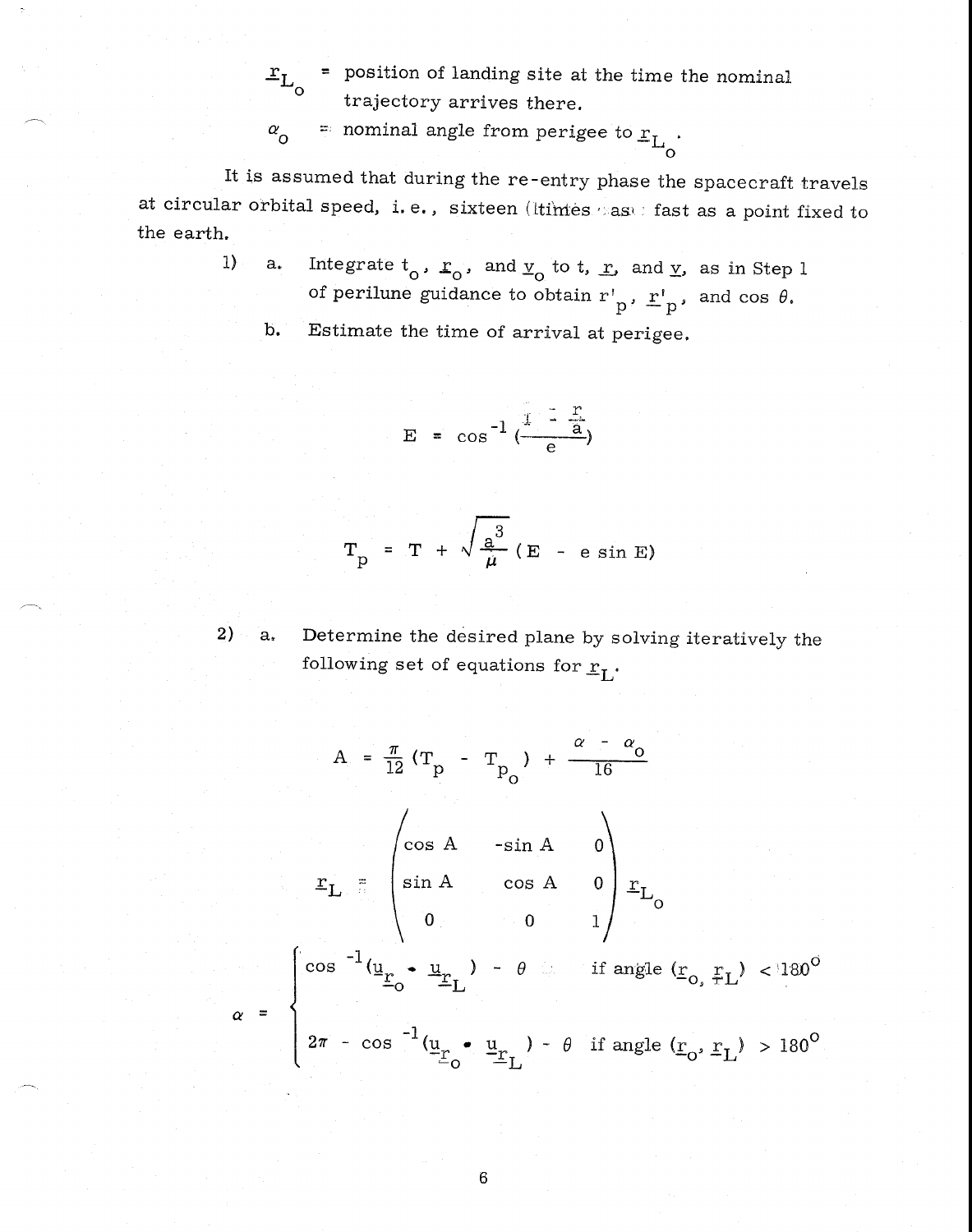$\underline{r}_{L_o}$ = position of landing site at the time the nominal trajectory arrives there.

$\alpha_o$ = nominal angle from perigee to $\underline{r}_{L_o}$.

It is assumed that during the re-entry phase the spacecraft travels at circular orbital speed, i.e., sixteen times as fast as a point fixed to the earth.

1) a. Integrate $t_o$, $\underline{r}_o$, and $\underline{v}_o$ to $t$, $\underline{r}$, and $\underline{v}$, as in Step 1 of perilune guidance to obtain $r'_p$, $\underline{r}'_p$, and $\cos\theta$.

   b. Estimate the time of arrival at perigee.

$$E = \cos^{-1}\left(\frac{1 - \frac{r}{a}}{e}\right)$$

$$T_p = T + \sqrt{\frac{a^3}{\mu}}\,(E - e\sin E)$$

2) a. Determine the desired plane by solving iteratively the following set of equations for $\underline{r}_L$.

$$A = \frac{\pi}{12}(T_p - T_{p_o}) + \frac{\alpha - \alpha_o}{16}$$

$$\underline{r}_L = \begin{pmatrix} \cos A & -\sin A & 0 \\ \sin A & \cos A & 0 \\ 0 & 0 & 1 \end{pmatrix} \underline{r}_{L_o}$$

$$\alpha = \begin{cases} \cos^{-1}(\underline{u}_{r_o} \cdot \underline{u}_{r_L}) - \theta & \text{if angle } (\underline{r}_o, \underline{r}_L) < 180^\circ \\ 2\pi - \cos^{-1}(\underline{u}_{r_o} \cdot \underline{u}_{r_L}) - \theta & \text{if angle } (\underline{r}_o, \underline{r}_L) > 180^\circ \end{cases}$$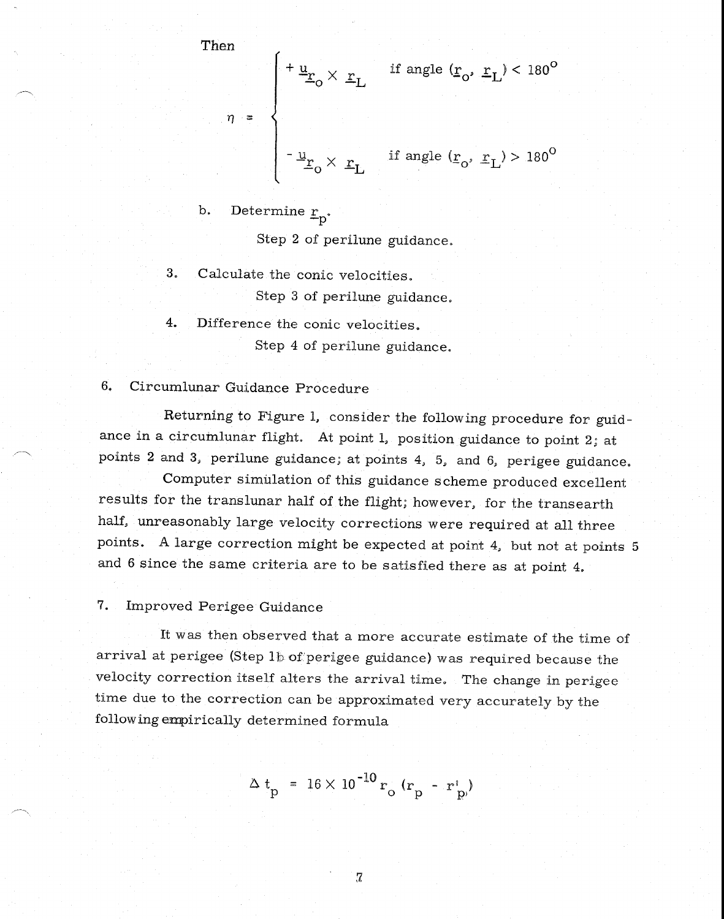Then

$$\eta = \begin{cases} +\underline{u}_{r_o} \times \underline{r}_L & \text{if angle } (\underline{r}_o, \underline{r}_L) < 180^\circ \\ \\ -\underline{u}_{r_o} \times \underline{r}_L & \text{if angle } (\underline{r}_o, \underline{r}_L) > 180^\circ \end{cases}$$

b. Determine $\underline{r}_p$.

Step 2 of perilune guidance.

3. Calculate the conic velocities.

Step 3 of perilune guidance.

4. Difference the conic velocities.

Step 4 of perilune guidance.

## 6. Circumlunar Guidance Procedure

Returning to Figure 1, consider the following procedure for guidance in a circumlunar flight. At point 1, position guidance to point 2; at points 2 and 3, perilune guidance; at points 4, 5, and 6, perigee guidance.

Computer simulation of this guidance scheme produced excellent results for the translunar half of the flight; however, for the transearth half, unreasonably large velocity corrections were required at all three points. A large correction might be expected at point 4, but not at points 5 and 6 since the same criteria are to be satisfied there as at point 4.

## 7. Improved Perigee Guidance

It was then observed that a more accurate estimate of the time of arrival at perigee (Step 1b of perigee guidance) was required because the velocity correction itself alters the arrival time. The change in perigee time due to the correction can be approximated very accurately by the following empirically determined formula

$$\Delta t_p = 16 \times 10^{-10} r_o (r_p - r'_p)$$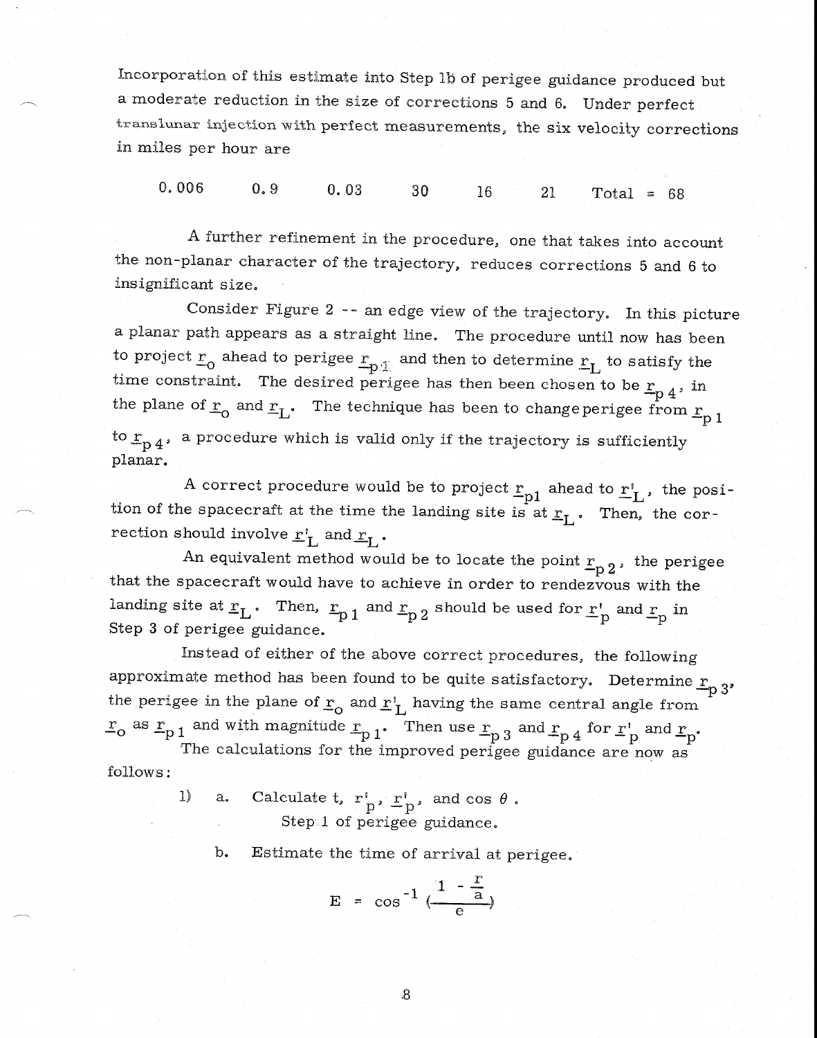Incorporation of this estimate into Step 1b of perigee guidance produced but a moderate reduction in the size of corrections 5 and 6. Under perfect translunar injection with perfect measurements, the six velocity corrections in miles per hour are

0.006  0.9  0.03  30  16  21  Total = 68

A further refinement in the procedure, one that takes into account the non-planar character of the trajectory, reduces corrections 5 and 6 to insignificant size.

Consider Figure 2 -- an edge view of the trajectory. In this picture a planar path appears as a straight line. The procedure until now has been to project $\underline{r}_o$ ahead to perigee $\underline{r}_{p1}$ and then to determine $\underline{r}_L$ to satisfy the time constraint. The desired perigee has then been chosen to be $\underline{r}_{p4}$, in the plane of $\underline{r}_o$ and $\underline{r}_L$. The technique has been to change perigee from $\underline{r}_{p1}$ to $\underline{r}_{p4}$, a procedure which is valid only if the trajectory is sufficiently planar.

A correct procedure would be to project $\underline{r}_{p1}$ ahead to $\underline{r}'_L$, the position of the spacecraft at the time the landing site is at $\underline{r}_L$. Then, the correction should involve $\underline{r}'_L$ and $\underline{r}_L$.

An equivalent method would be to locate the point $\underline{r}_{p2}$, the perigee that the spacecraft would have to achieve in order to rendezvous with the landing site at $\underline{r}_L$. Then, $\underline{r}_{p1}$ and $\underline{r}_{p2}$ should be used for $\underline{r}'_p$ and $\underline{r}_p$ in Step 3 of perigee guidance.

Instead of either of the above correct procedures, the following approximate method has been found to be quite satisfactory. Determine $\underline{r}_{p3}$, the perigee in the plane of $\underline{r}_o$ and $\underline{r}'_L$ having the same central angle from $\underline{r}_o$ as $\underline{r}_{p1}$ and with magnitude $r_{p1}$. Then use $\underline{r}_{p3}$ and $\underline{r}_{p4}$ for $\underline{r}'_p$ and $\underline{r}_p$.

The calculations for the improved perigee guidance are now as follows:

1) a. Calculate t, $r'_p$, $\underline{r}'_p$, and $\cos\theta$.
   Step 1 of perigee guidance.

   b. Estimate the time of arrival at perigee.

$$E = \cos^{-1}\left(\frac{1 - \frac{r}{a}}{e}\right)$$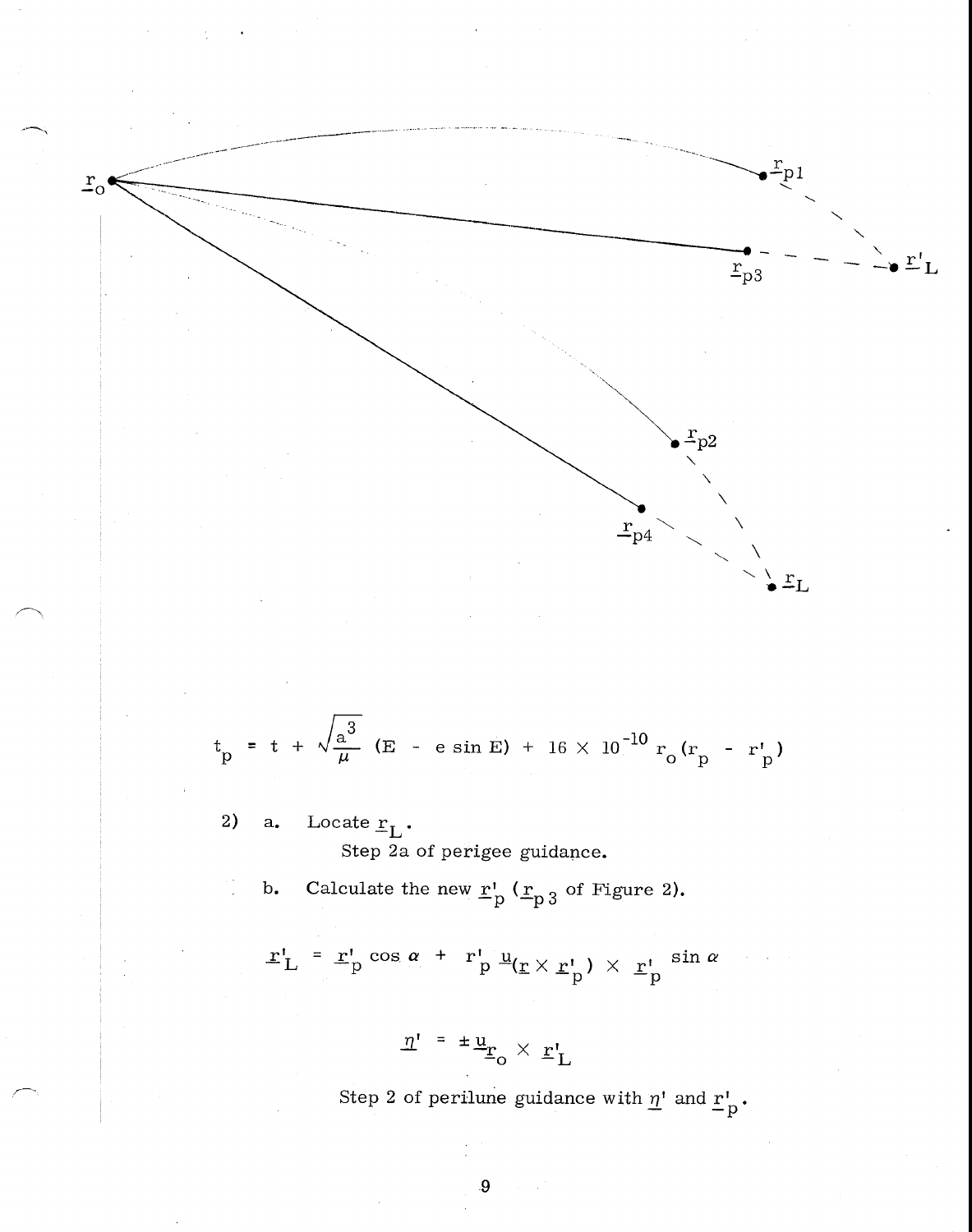$$t_p = t + \sqrt{\frac{a^3}{\mu}} (E - e \sin E) + 16 \times 10^{-10} r_o (r_p - r'_p)$$

2) a. Locate $\underline{r}_L$.

Step 2a of perigee guidance.

b. Calculate the new $\underline{r}'_p$ ($\underline{r}_{p3}$ of Figure 2).

$$\underline{r}'_L = \underline{r}'_p \cos \alpha + r'_p \, \underline{u}_{(\underline{r} \times \underline{r}'_p) \times \underline{r}'_p} \sin \alpha$$

$$\underline{\eta}' = \pm \underline{u}_{\underline{r}_o} \times \underline{r}'_L$$

Step 2 of perilune guidance with $\underline{\eta}'$ and $\underline{r}'_p$.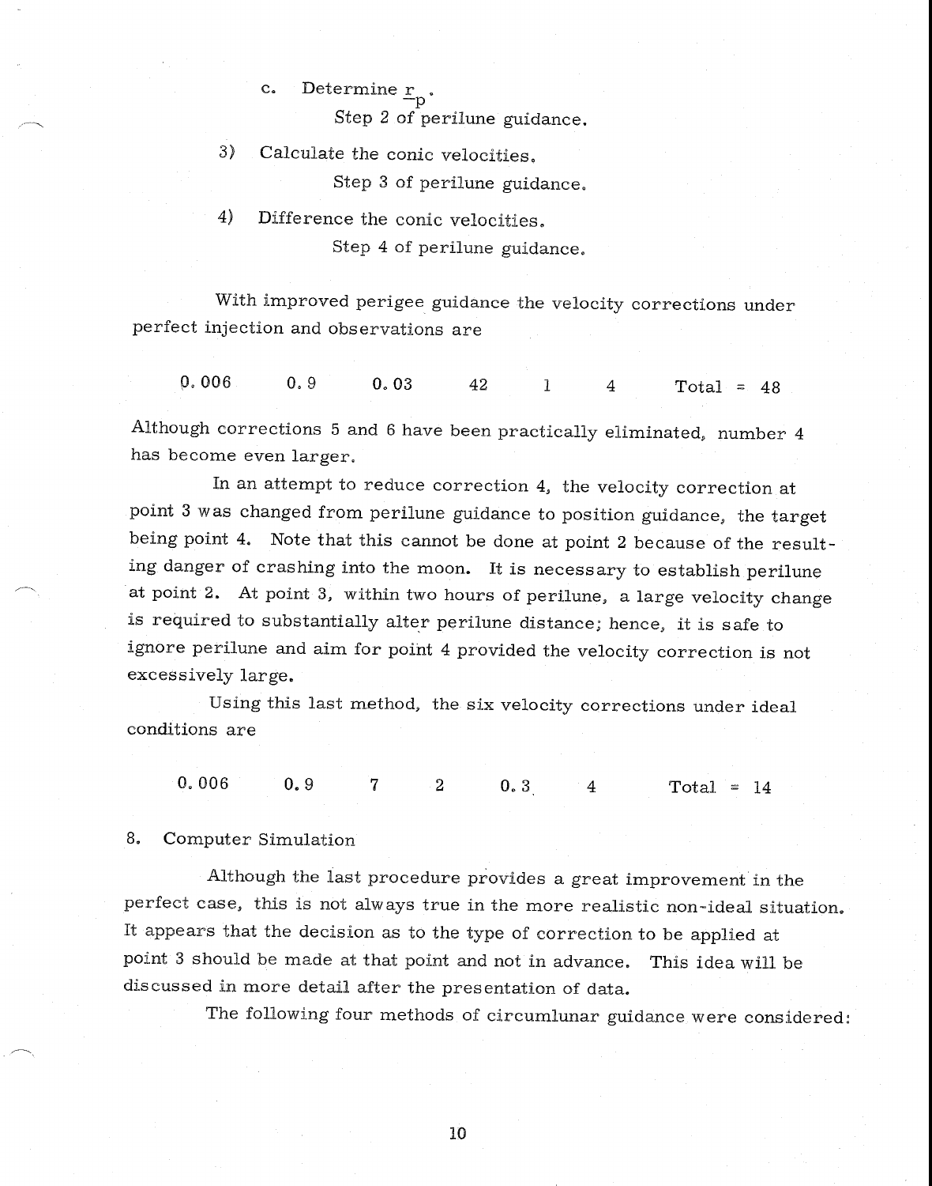c. Determine $\underline{r}_p$.

Step 2 of perilune guidance.

3) Calculate the conic velocities.

Step 3 of perilune guidance.

4) Difference the conic velocities.

Step 4 of perilune guidance.

With improved perigee guidance the velocity corrections under perfect injection and observations are

| | | | | | | |
|---|---|---|---|---|---|---|
| 0.006 | 0.9 | 0.03 | 42 | 1 | 4 | Total = 48 |

Although corrections 5 and 6 have been practically eliminated, number 4 has become even larger.

In an attempt to reduce correction 4, the velocity correction at point 3 was changed from perilune guidance to position guidance, the target being point 4. Note that this cannot be done at point 2 because of the resulting danger of crashing into the moon. It is necessary to establish perilune at point 2. At point 3, within two hours of perilune, a large velocity change is required to substantially alter perilune distance; hence, it is safe to ignore perilune and aim for point 4 provided the velocity correction is not excessively large.

Using this last method, the six velocity corrections under ideal conditions are

| | | | | | | |
|---|---|---|---|---|---|---|
| 0.006 | 0.9 | 7 | 2 | 0.3 | 4 | Total = 14 |

## 8. Computer Simulation

Although the last procedure provides a great improvement in the perfect case, this is not always true in the more realistic non-ideal situation. It appears that the decision as to the type of correction to be applied at point 3 should be made at that point and not in advance. This idea will be discussed in more detail after the presentation of data.

The following four methods of circumlunar guidance were considered: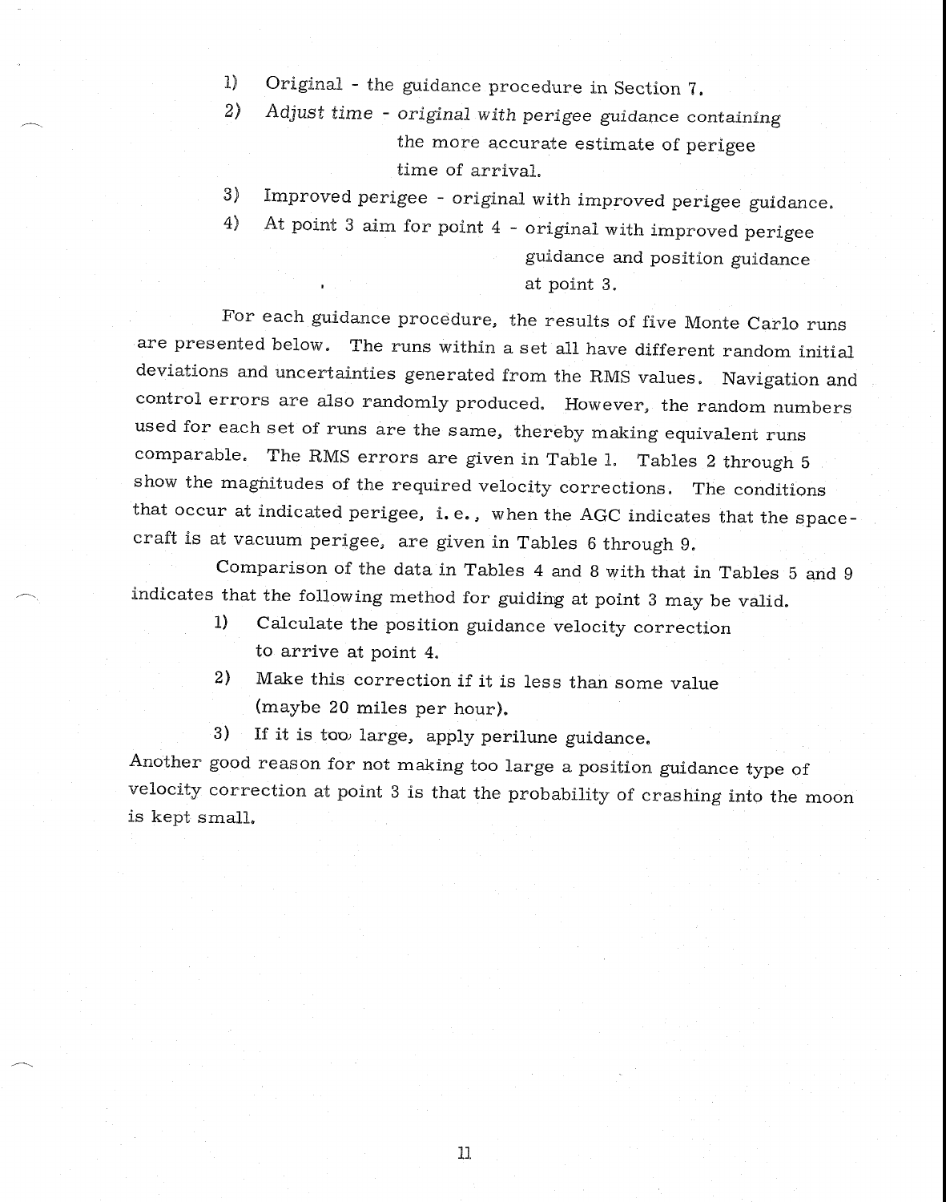1) Original - the guidance procedure in Section 7.
2) Adjust time - original with perigee guidance containing the more accurate estimate of perigee time of arrival.
3) Improved perigee - original with improved perigee guidance.
4) At point 3 aim for point 4 - original with improved perigee guidance and position guidance at point 3.

For each guidance procedure, the results of five Monte Carlo runs are presented below. The runs within a set all have different random initial deviations and uncertainties generated from the RMS values. Navigation and control errors are also randomly produced. However, the random numbers used for each set of runs are the same, thereby making equivalent runs comparable. The RMS errors are given in Table 1. Tables 2 through 5 show the magnitudes of the required velocity corrections. The conditions that occur at indicated perigee, i. e., when the AGC indicates that the spacecraft is at vacuum perigee, are given in Tables 6 through 9.

Comparison of the data in Tables 4 and 8 with that in Tables 5 and 9 indicates that the following method for guiding at point 3 may be valid.

1) Calculate the position guidance velocity correction to arrive at point 4.
2) Make this correction if it is less than some value (maybe 20 miles per hour).
3) If it is too large, apply perilune guidance.

Another good reason for not making too large a position guidance type of velocity correction at point 3 is that the probability of crashing into the moon is kept small.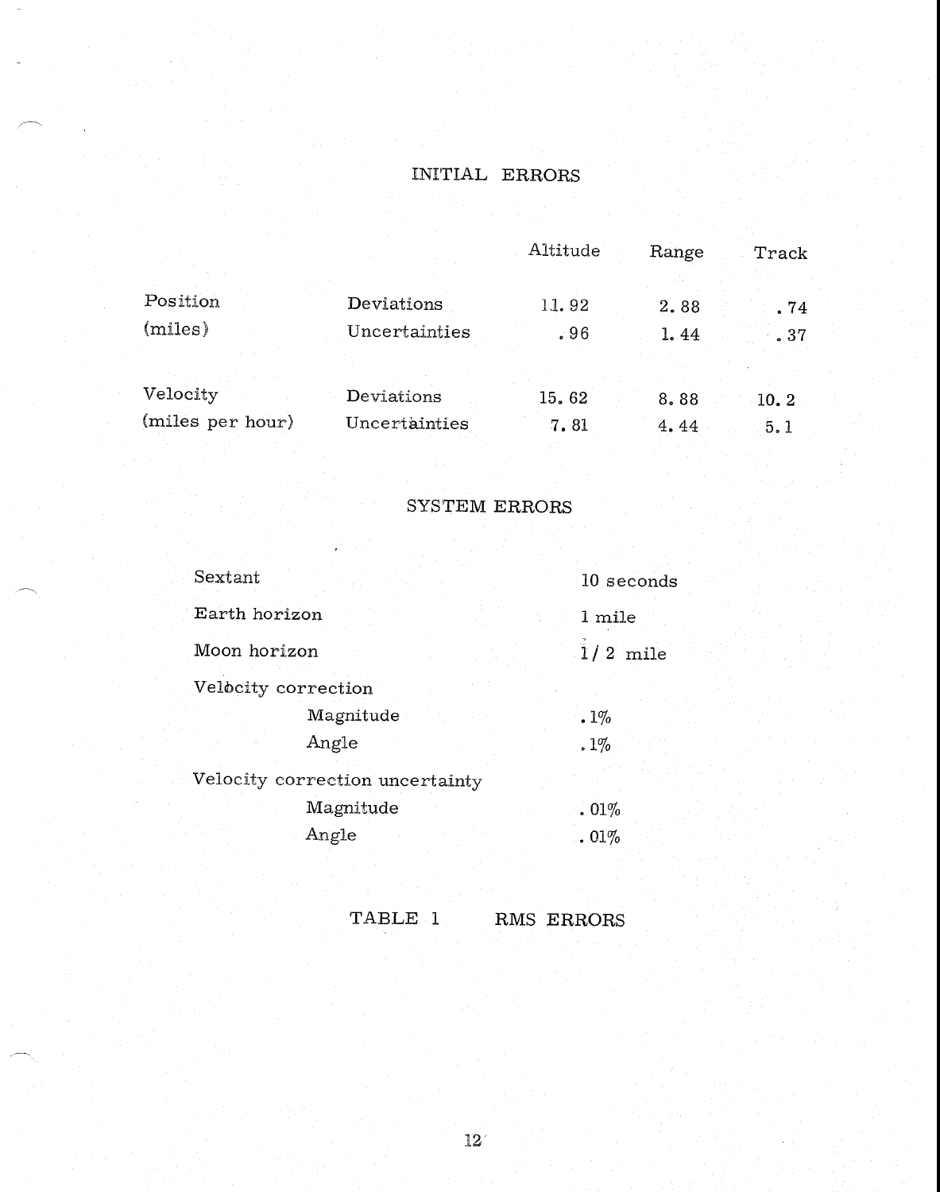## INITIAL ERRORS

| | | Altitude | Range | Track |
|---|---|---|---|---|
| Position (miles) | Deviations | 11.92 | 2.88 | .74 |
| | Uncertainties | .96 | 1.44 | .37 |
| Velocity (miles per hour) | Deviations | 15.62 | 8.88 | 10.2 |
| | Uncertainties | 7.81 | 4.44 | 5.1 |

## SYSTEM ERRORS

| | |
|---|---|
| Sextant | 10 seconds |
| Earth horizon | 1 mile |
| Moon horizon | 1/2 mile |
| Velocity correction | |
| Magnitude | .1% |
| Angle | .1% |
| Velocity correction uncertainty | |
| Magnitude | .01% |
| Angle | .01% |

TABLE 1 RMS ERRORS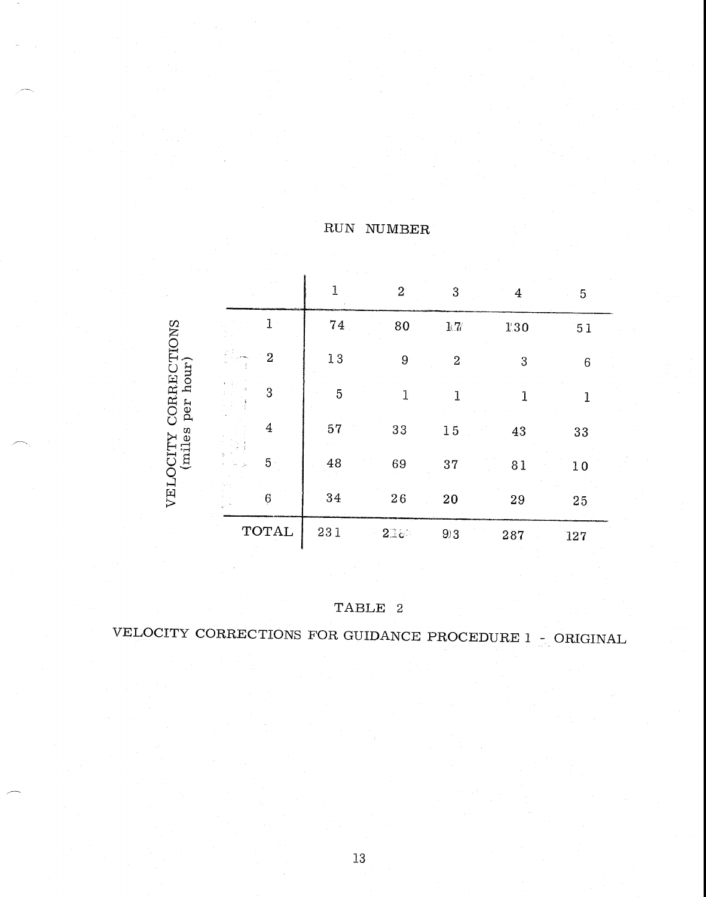| VELOCITY CORRECTIONS (miles per hour) | RUN NUMBER 1 | 2 | 3 | 4 | 5 |
|---|---|---|---|---|---|
| 1 | 74 | 80 | 17 | 130 | 51 |
| 2 | 13 | 9 | 2 | 3 | 6 |
| 3 | 5 | 1 | 1 | 1 | 1 |
| 4 | 57 | 33 | 15 | 43 | 33 |
| 5 | 48 | 69 | 37 | 81 | 10 |
| 6 | 34 | 26 | 20 | 29 | 25 |
| TOTAL | 231 | 218 | 93 | 287 | 127 |

TABLE 2

VELOCITY CORRECTIONS FOR GUIDANCE PROCEDURE 1 - ORIGINAL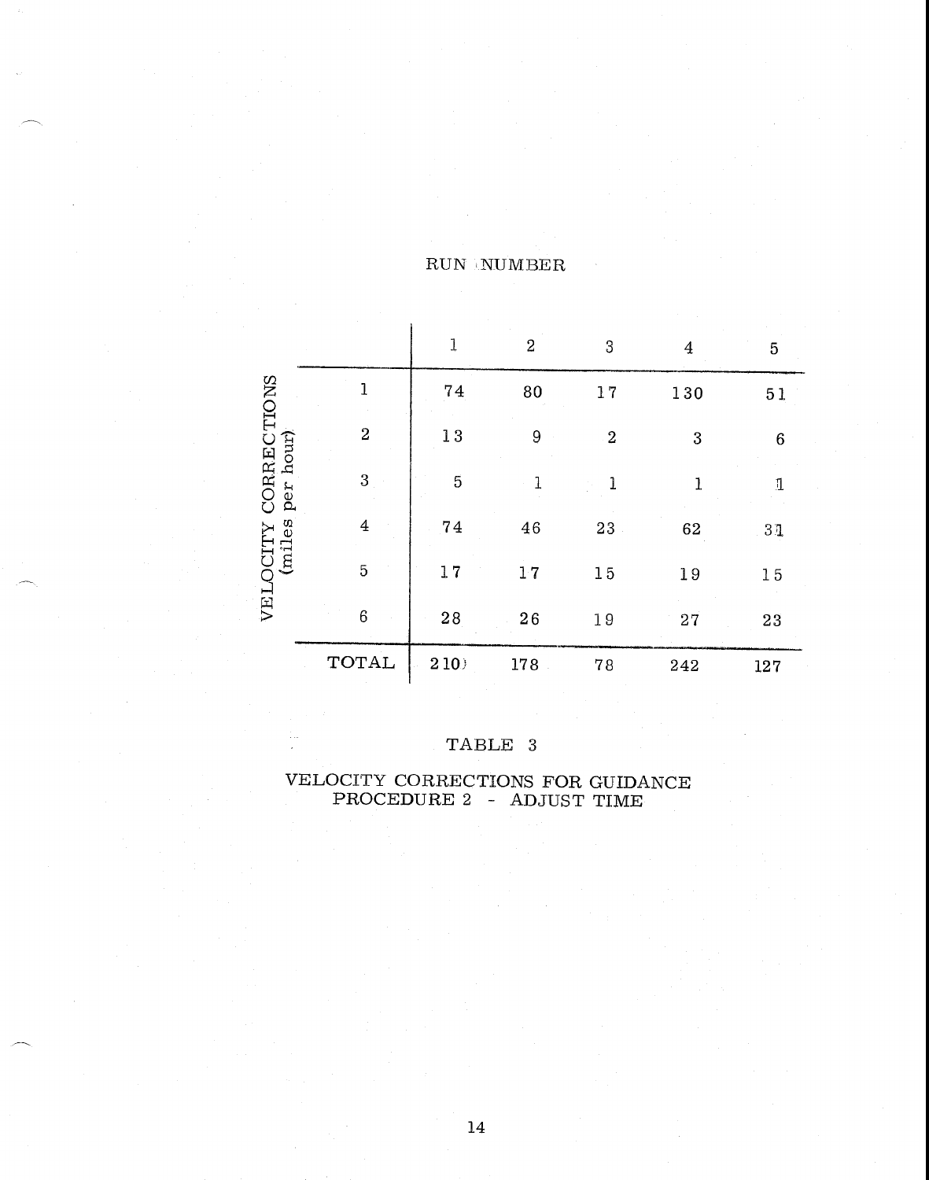| VELOCITY CORRECTIONS (miles per hour) | RUN NUMBER 1 | 2 | 3 | 4 | 5 |
|---|---|---|---|---|---|
| 1 | 74 | 80 | 17 | 130 | 51 |
| 2 | 13 | 9 | 2 | 3 | 6 |
| 3 | 5 | 1 | 1 | 1 | 1 |
| 4 | 74 | 46 | 23 | 62 | 31 |
| 5 | 17 | 17 | 15 | 19 | 15 |
| 6 | 28 | 26 | 19 | 27 | 23 |
| TOTAL | 210 | 178 | 78 | 242 | 127 |

TABLE 3

VELOCITY CORRECTIONS FOR GUIDANCE
PROCEDURE 2 - ADJUST TIME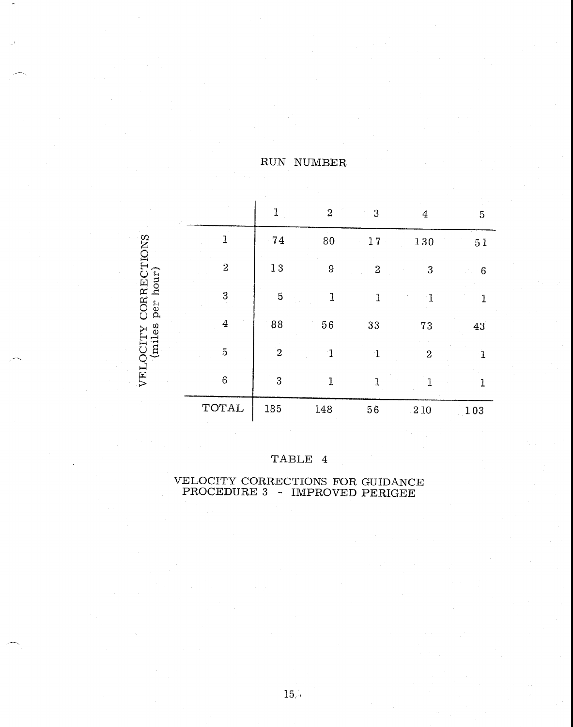| VELOCITY CORRECTIONS (miles per hour) | RUN NUMBER 1 | 2 | 3 | 4 | 5 |
|---|---|---|---|---|---|
| 1 | 74 | 80 | 17 | 130 | 51 |
| 2 | 13 | 9 | 2 | 3 | 6 |
| 3 | 5 | 1 | 1 | 1 | 1 |
| 4 | 88 | 56 | 33 | 73 | 43 |
| 5 | 2 | 1 | 1 | 2 | 1 |
| 6 | 3 | 1 | 1 | 1 | 1 |
| TOTAL | 185 | 148 | 56 | 210 | 103 |

TABLE 4

VELOCITY CORRECTIONS FOR GUIDANCE PROCEDURE 3 - IMPROVED PERIGEE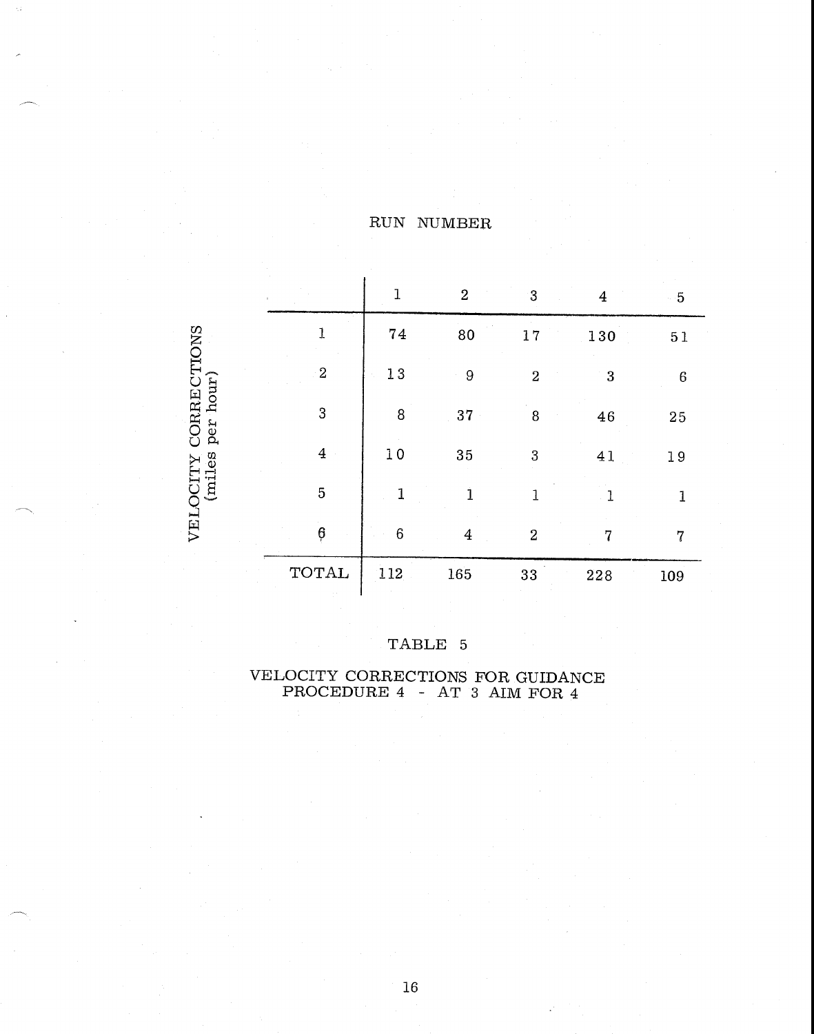| VELOCITY CORRECTIONS (miles per hour) | RUN NUMBER 1 | 2 | 3 | 4 | 5 |
|---|---|---|---|---|---|
| 1 | 74 | 80 | 17 | 130 | 51 |
| 2 | 13 | 9 | 2 | 3 | 6 |
| 3 | 8 | 37 | 8 | 46 | 25 |
| 4 | 10 | 35 | 3 | 41 | 19 |
| 5 | 1 | 1 | 1 | 1 | 1 |
| 6 | 6 | 4 | 2 | 7 | 7 |
| TOTAL | 112 | 165 | 33 | 228 | 109 |

TABLE 5

VELOCITY CORRECTIONS FOR GUIDANCE PROCEDURE 4 - AT 3 AIM FOR 4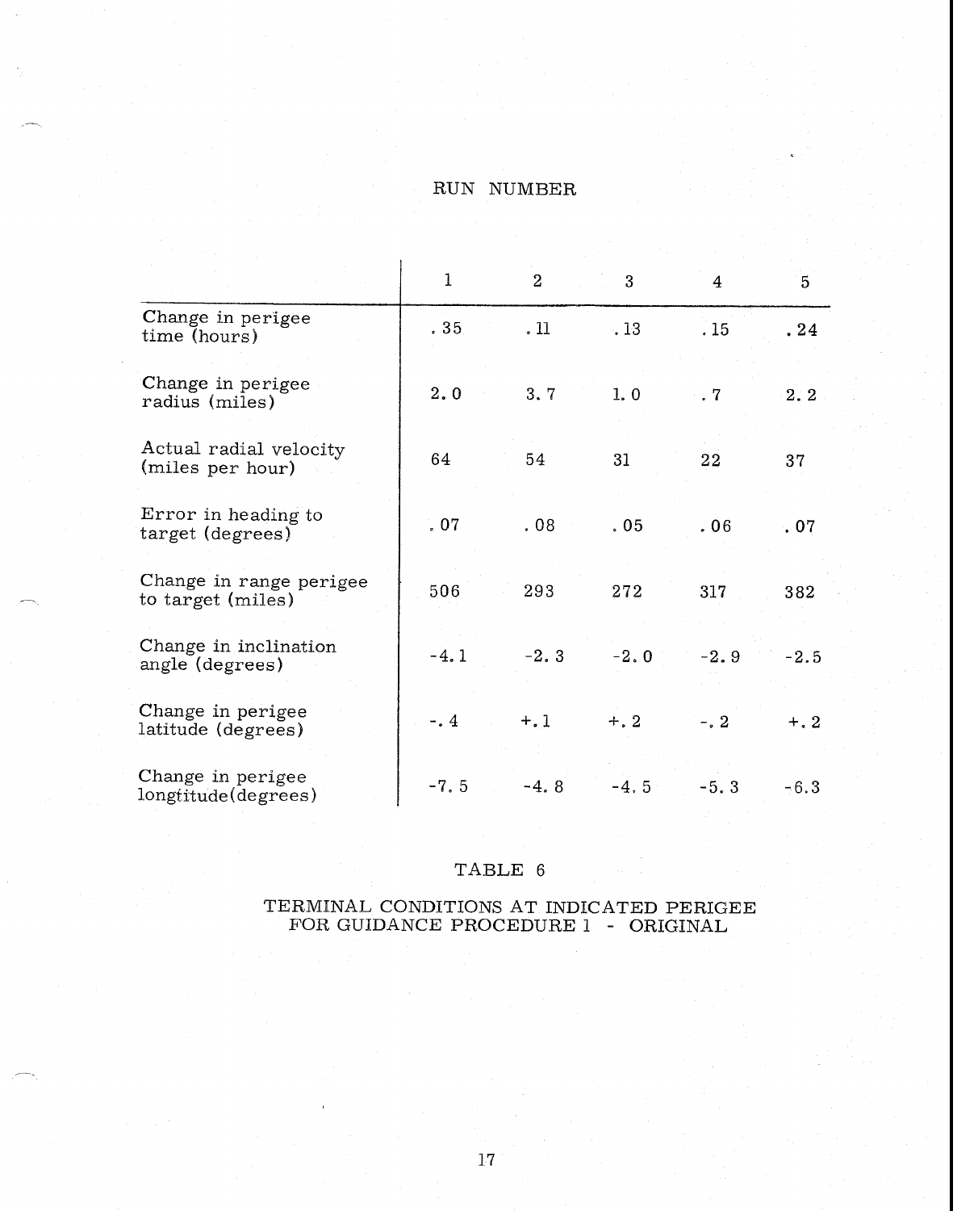| | RUN NUMBER | | | | |
|---|---|---|---|---|---|
| | 1 | 2 | 3 | 4 | 5 |
| Change in perigee time (hours) | .35 | .11 | .13 | .15 | .24 |
| Change in perigee radius (miles) | 2.0 | 3.7 | 1.0 | .7 | 2.2 |
| Actual radial velocity (miles per hour) | 64 | 54 | 31 | 22 | 37 |
| Error in heading to target (degrees) | .07 | .08 | .05 | .06 | .07 |
| Change in range perigee to target (miles) | 506 | 293 | 272 | 317 | 382 |
| Change in inclination angle (degrees) | -4.1 | -2.3 | -2.0 | -2.9 | -2.5 |
| Change in perigee latitude (degrees) | -.4 | +.1 | +.2 | -.2 | +.2 |
| Change in perigee longtitude (degrees) | -7.5 | -4.8 | -4.5 | -5.3 | -6.3 |

TABLE 6

TERMINAL CONDITIONS AT INDICATED PERIGEE FOR GUIDANCE PROCEDURE 1 - ORIGINAL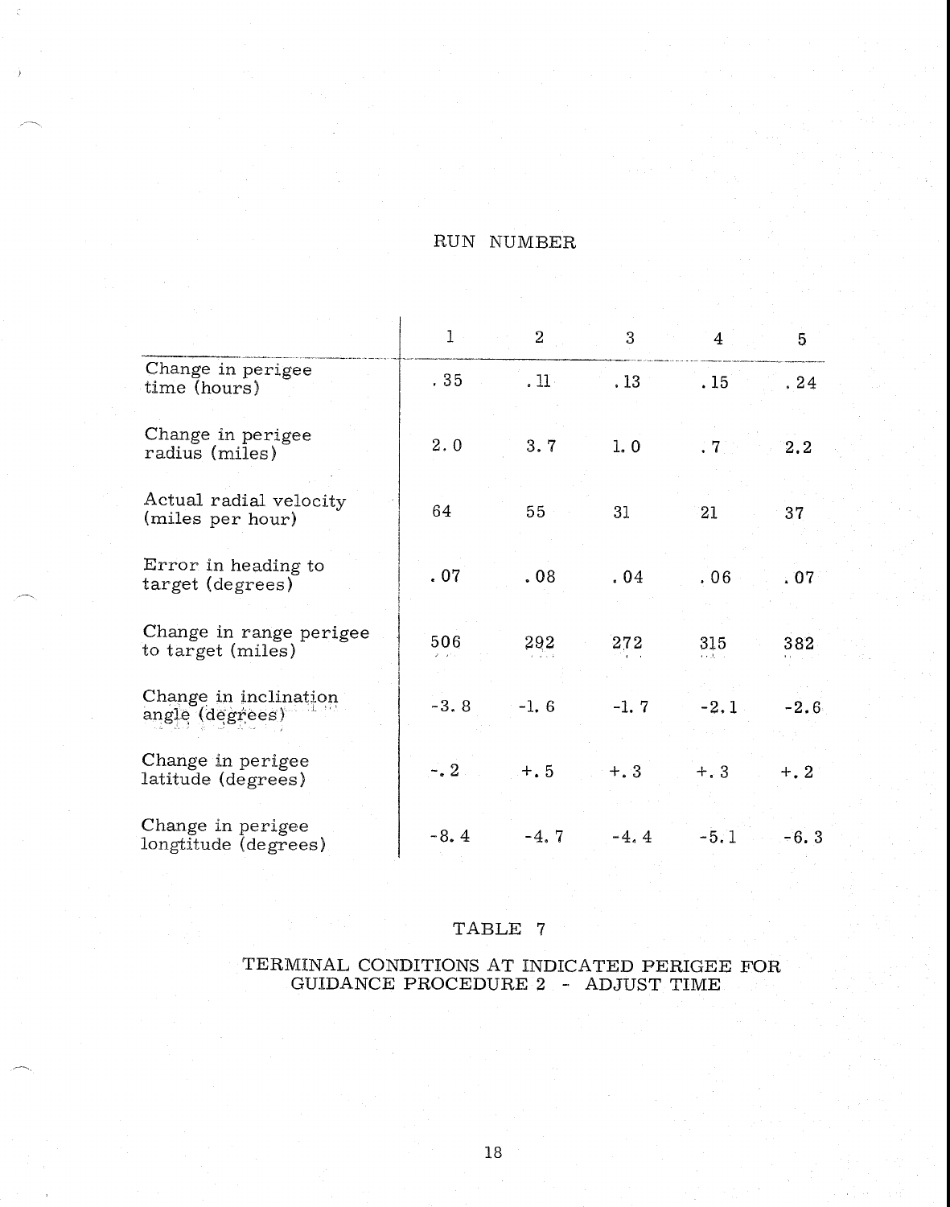| | RUN NUMBER | | | | |
|---|---|---|---|---|---|
| | 1 | 2 | 3 | 4 | 5 |
| Change in perigee time (hours) | .35 | .11 | .13 | .15 | .24 |
| Change in perigee radius (miles) | 2.0 | 3.7 | 1.0 | .7 | 2.2 |
| Actual radial velocity (miles per hour) | 64 | 55 | 31 | 21 | 37 |
| Error in heading to target (degrees) | .07 | .08 | .04 | .06 | .07 |
| Change in range perigee to target (miles) | 506 | 292 | 272 | 315 | 382 |
| Change in inclination angle (degrees) | -3.8 | -1.6 | -1.7 | -2.1 | -2.6 |
| Change in perigee latitude (degrees) | -.2 | +.5 | +.3 | +.3 | +.2 |
| Change in perigee longtitude (degrees) | -8.4 | -4.7 | -4.4 | -5.1 | -6.3 |

TABLE 7

TERMINAL CONDITIONS AT INDICATED PERIGEE FOR GUIDANCE PROCEDURE 2 - ADJUST TIME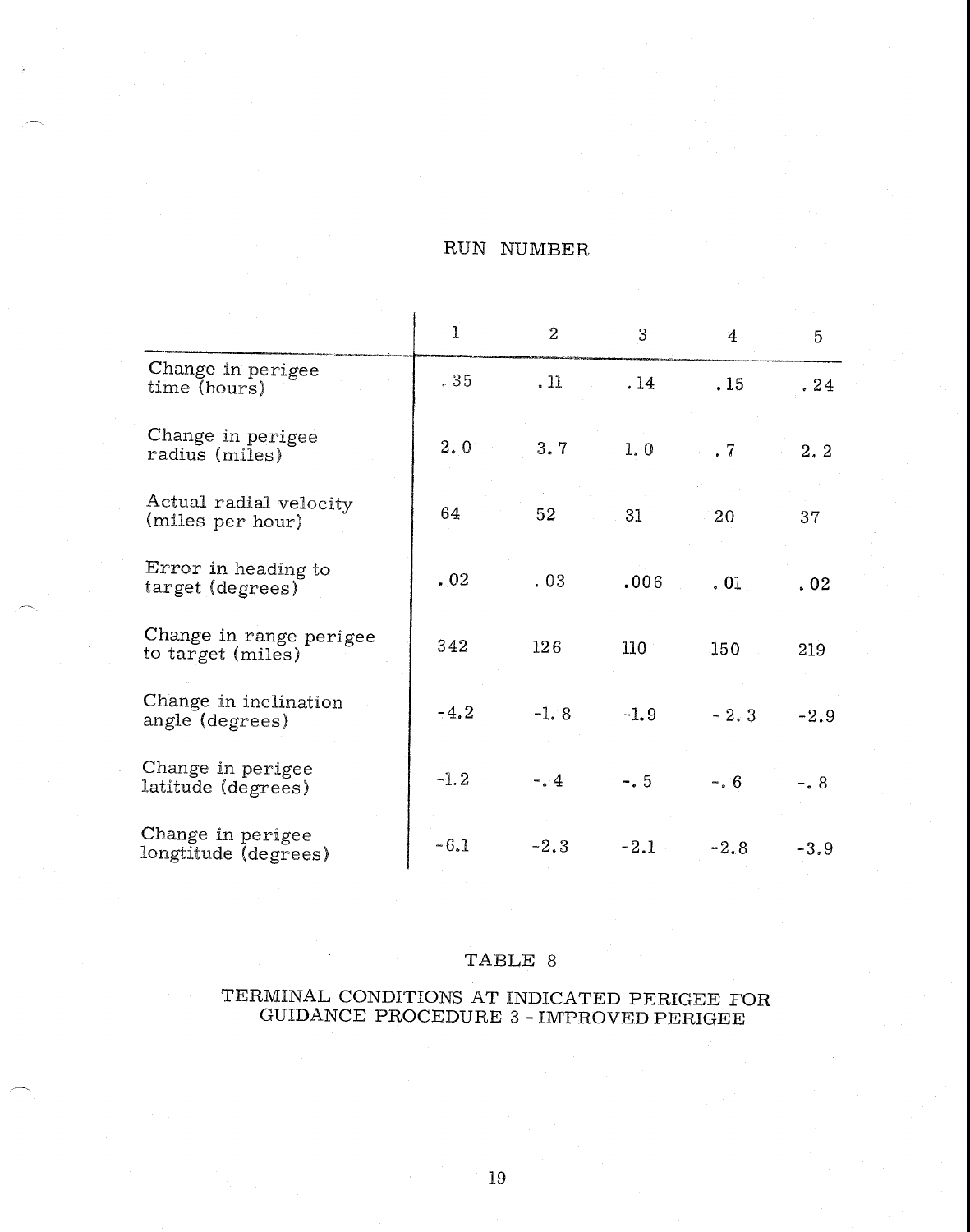| | RUN NUMBER | | | | |
|---|---|---|---|---|---|
| | 1 | 2 | 3 | 4 | 5 |
| Change in perigee time (hours) | .35 | .11 | .14 | .15 | .24 |
| Change in perigee radius (miles) | 2.0 | 3.7 | 1.0 | .7 | 2.2 |
| Actual radial velocity (miles per hour) | 64 | 52 | 31 | 20 | 37 |
| Error in heading to target (degrees) | .02 | .03 | .006 | .01 | .02 |
| Change in range perigee to target (miles) | 342 | 126 | 110 | 150 | 219 |
| Change in inclination angle (degrees) | -4.2 | -1.8 | -1.9 | -2.3 | -2.9 |
| Change in perigee latitude (degrees) | -1.2 | -.4 | -.5 | -.6 | -.8 |
| Change in perigee longtitude (degrees) | -6.1 | -2.3 | -2.1 | -2.8 | -3.9 |

TABLE 8

TERMINAL CONDITIONS AT INDICATED PERIGEE FOR GUIDANCE PROCEDURE 3 - IMPROVED PERIGEE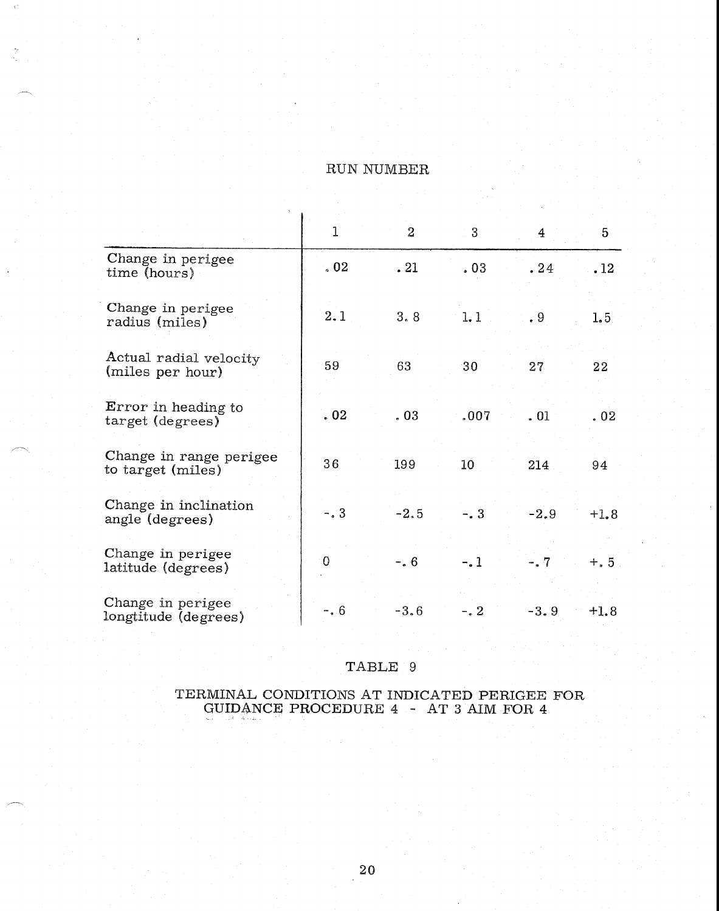RUN NUMBER

| | 1 | 2 | 3 | 4 | 5 |
|---|---|---|---|---|---|
| Change in perigee time (hours) | .02 | .21 | .03 | .24 | .12 |
| Change in perigee radius (miles) | 2.1 | 3.8 | 1.1 | .9 | 1.5 |
| Actual radial velocity (miles per hour) | 59 | 63 | 30 | 27 | 22 |
| Error in heading to target (degrees) | .02 | .03 | .007 | .01 | .02 |
| Change in range perigee to target (miles) | 36 | 199 | 10 | 214 | 94 |
| Change in inclination angle (degrees) | -.3 | -2.5 | -.3 | -2.9 | +1.8 |
| Change in perigee latitude (degrees) | 0 | -.6 | -.1 | -.7 | +.5 |
| Change in perigee longtitude (degrees) | -.6 | -3.6 | -.2 | -3.9 | +1.8 |

TABLE 9

TERMINAL CONDITIONS AT INDICATED PERIGEE FOR GUIDANCE PROCEDURE 4 - AT 3 AIM FOR 4